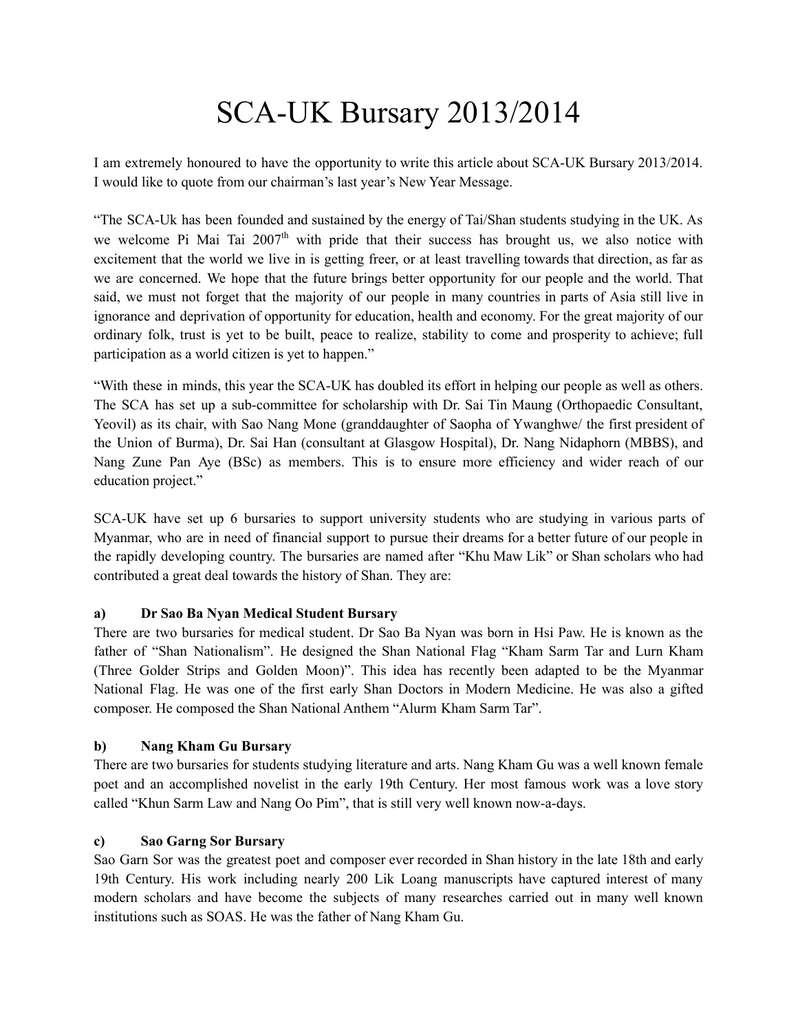# SCA-UK Bursary 2013/2014

I am extremely honoured to have the opportunity to write this article about SCA-UK Bursary 2013/2014. I would like to quote from our chairman's last year's New Year Message.

"The SCA-Uk has been founded and sustained by the energy of Tai/Shan students studying in the UK. As we welcome Pi Mai Tai 2007th with pride that their success has brought us, we also notice with excitement that the world we live in is getting freer, or at least travelling towards that direction, as far as we are concerned. We hope that the future brings better opportunity for our people and the world. That said, we must not forget that the majority of our people in many countries in parts of Asia still live in ignorance and deprivation of opportunity for education, health and economy. For the great majority of our ordinary folk, trust is yet to be built, peace to realize, stability to come and prosperity to achieve; full participation as a world citizen is yet to happen."

"With these in minds, this year the SCA-UK has doubled its effort in helping our people as well as others. The SCA has set up a sub-committee for scholarship with Dr. Sai Tin Maung (Orthopaedic Consultant, Yeovil) as its chair, with Sao Nang Mone (granddaughter of Saopha of Ywanghwe/ the first president of the Union of Burma), Dr. Sai Han (consultant at Glasgow Hospital), Dr. Nang Nidaphorn (MBBS), and Nang Zune Pan Aye (BSc) as members. This is to ensure more efficiency and wider reach of our education project."

SCA-UK have set up 6 bursaries to support university students who are studying in various parts of Myanmar, who are in need of financial support to pursue their dreams for a better future of our people in the rapidly developing country. The bursaries are named after "Khu Maw Lik" or Shan scholars who had contributed a great deal towards the history of Shan. They are:

**a) Dr Sao Ba Nyan Medical Student Bursary**

There are two bursaries for medical student. Dr Sao Ba Nyan was born in Hsi Paw. He is known as the father of "Shan Nationalism". He designed the Shan National Flag "Kham Sarm Tar and Lurn Kham (Three Golder Strips and Golden Moon)". This idea has recently been adapted to be the Myanmar National Flag. He was one of the first early Shan Doctors in Modern Medicine. He was also a gifted composer. He composed the Shan National Anthem "Alurm Kham Sarm Tar".

**b) Nang Kham Gu Bursary**

There are two bursaries for students studying literature and arts. Nang Kham Gu was a well known female poet and an accomplished novelist in the early 19th Century. Her most famous work was a love story called "Khun Sarm Law and Nang Oo Pim", that is still very well known now-a-days.

**c) Sao Garng Sor Bursary**

Sao Garn Sor was the greatest poet and composer ever recorded in Shan history in the late 18th and early 19th Century. His work including nearly 200 Lik Loang manuscripts have captured interest of many modern scholars and have become the subjects of many researches carried out in many well known institutions such as SOAS. He was the father of Nang Kham Gu.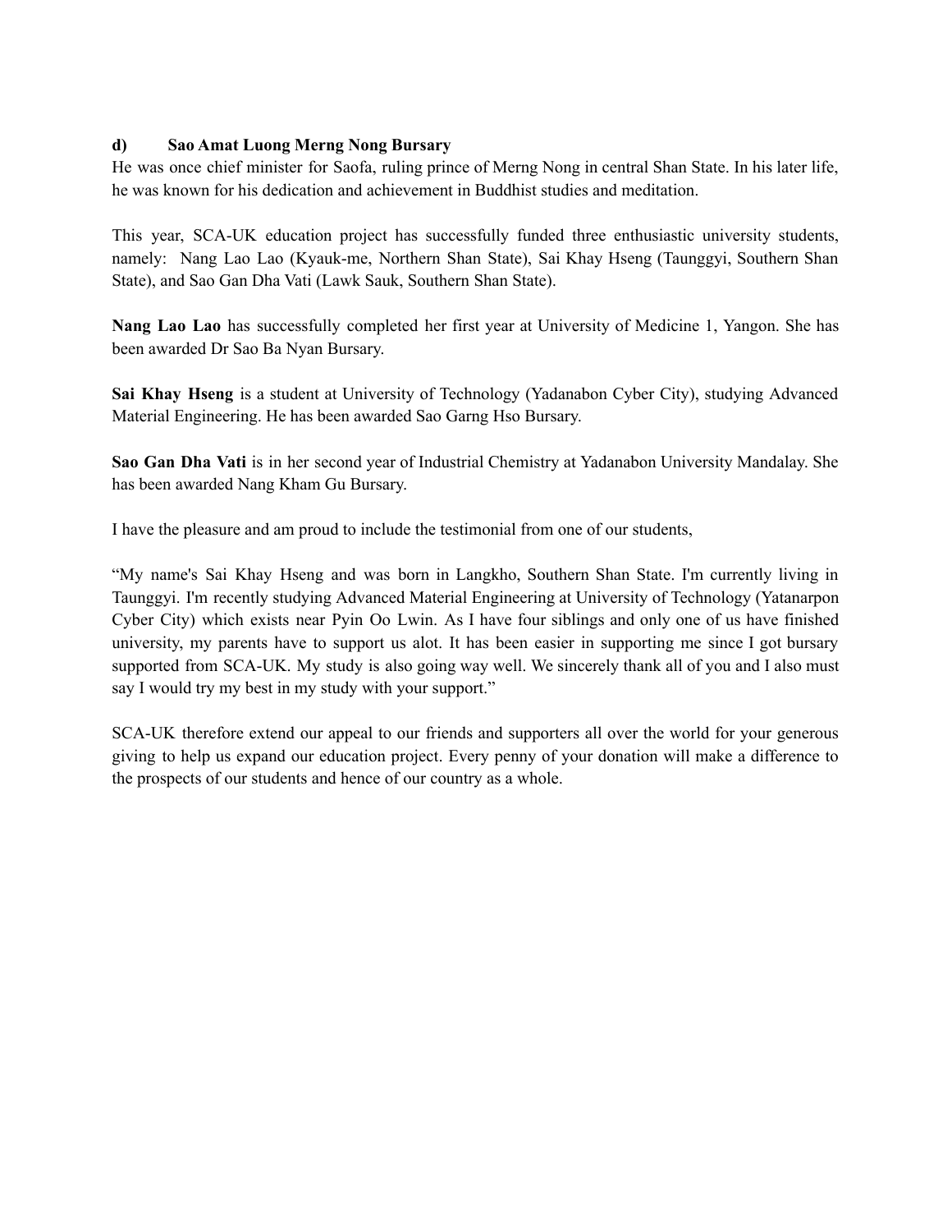### d) Sao Amat Luong Merng Nong Bursary

He was once chief minister for Saofa, ruling prince of Merng Nong in central Shan State. In his later life, he was known for his dedication and achievement in Buddhist studies and meditation.

This year, SCA-UK education project has successfully funded three enthusiastic university students, namely: Nang Lao Lao (Kyauk-me, Northern Shan State), Sai Khay Hseng (Taunggyi, Southern Shan State), and Sao Gan Dha Vati (Lawk Sauk, Southern Shan State).

**Nang Lao Lao** has successfully completed her first year at University of Medicine 1, Yangon. She has been awarded Dr Sao Ba Nyan Bursary.

**Sai Khay Hseng** is a student at University of Technology (Yadanabon Cyber City), studying Advanced Material Engineering. He has been awarded Sao Garng Hso Bursary.

**Sao Gan Dha Vati** is in her second year of Industrial Chemistry at Yadanabon University Mandalay. She has been awarded Nang Kham Gu Bursary.

I have the pleasure and am proud to include the testimonial from one of our students,

"My name's Sai Khay Hseng and was born in Langkho, Southern Shan State. I'm currently living in Taunggyi. I'm recently studying Advanced Material Engineering at University of Technology (Yatanarpon Cyber City) which exists near Pyin Oo Lwin. As I have four siblings and only one of us have finished university, my parents have to support us alot. It has been easier in supporting me since I got bursary supported from SCA-UK. My study is also going way well. We sincerely thank all of you and I also must say I would try my best in my study with your support."

SCA-UK therefore extend our appeal to our friends and supporters all over the world for your generous giving to help us expand our education project. Every penny of your donation will make a difference to the prospects of our students and hence of our country as a whole.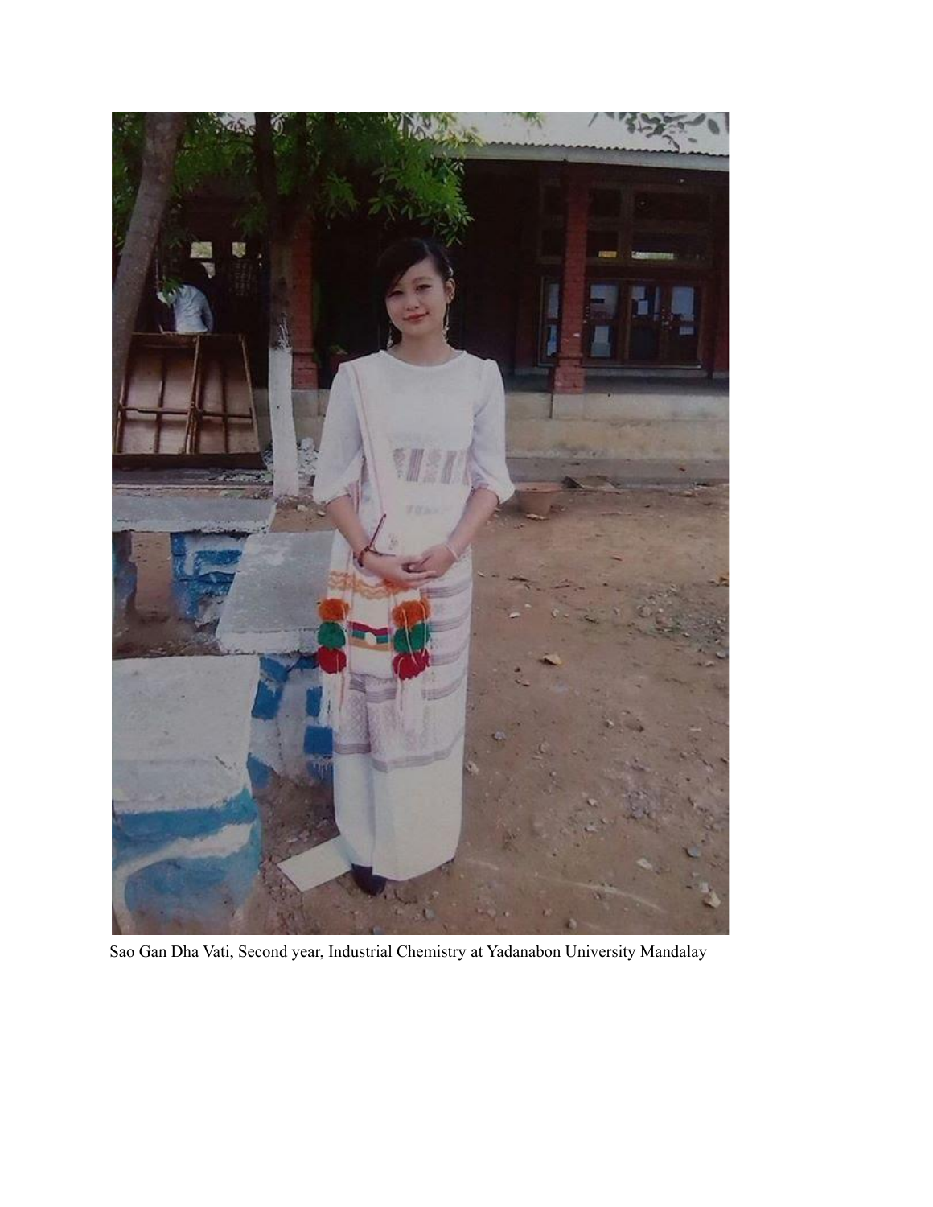Sao Gan Dha Vati, Second year, Industrial Chemistry at Yadanabon University Mandalay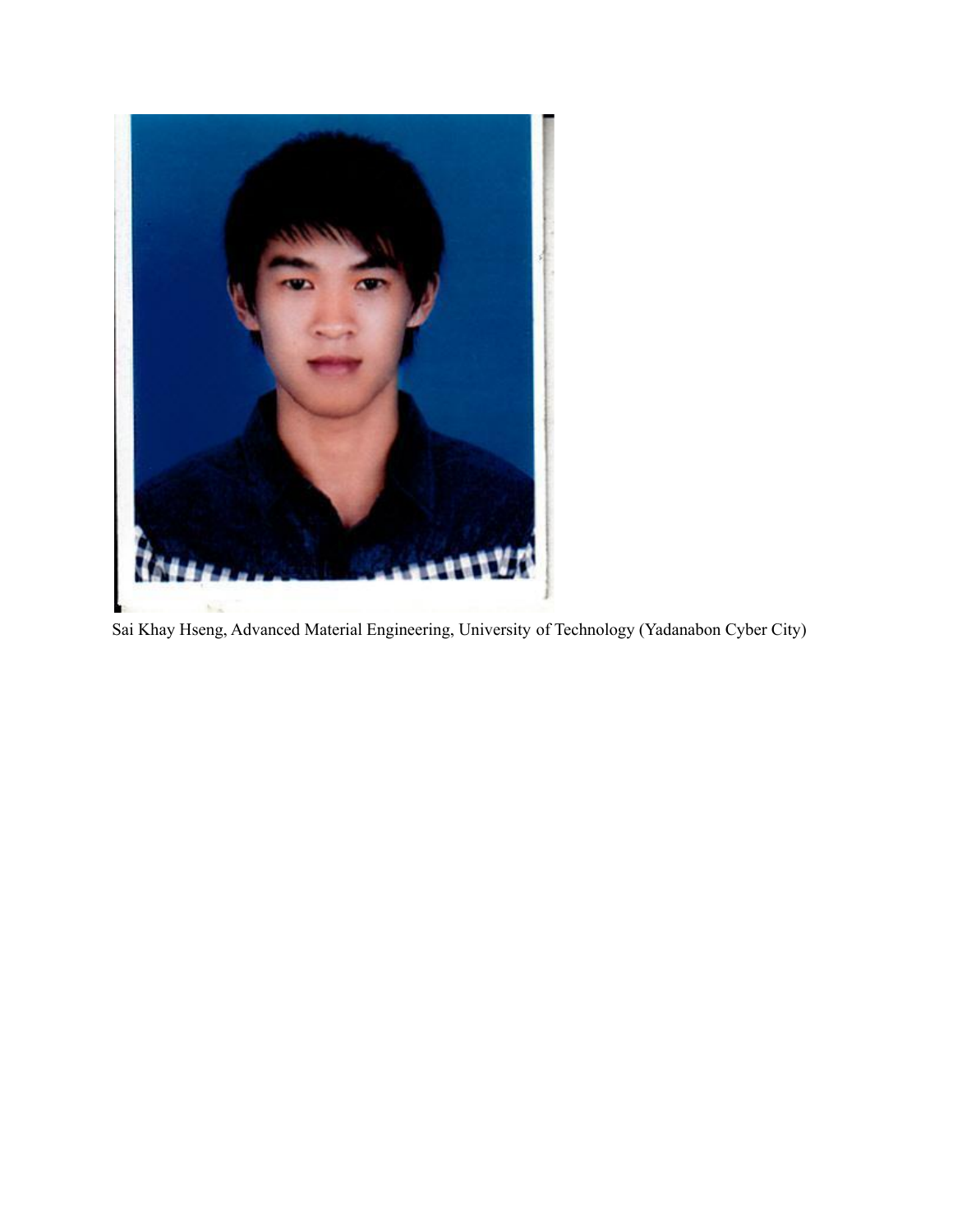Sai Khay Hseng, Advanced Material Engineering, University of Technology (Yadanabon Cyber City)